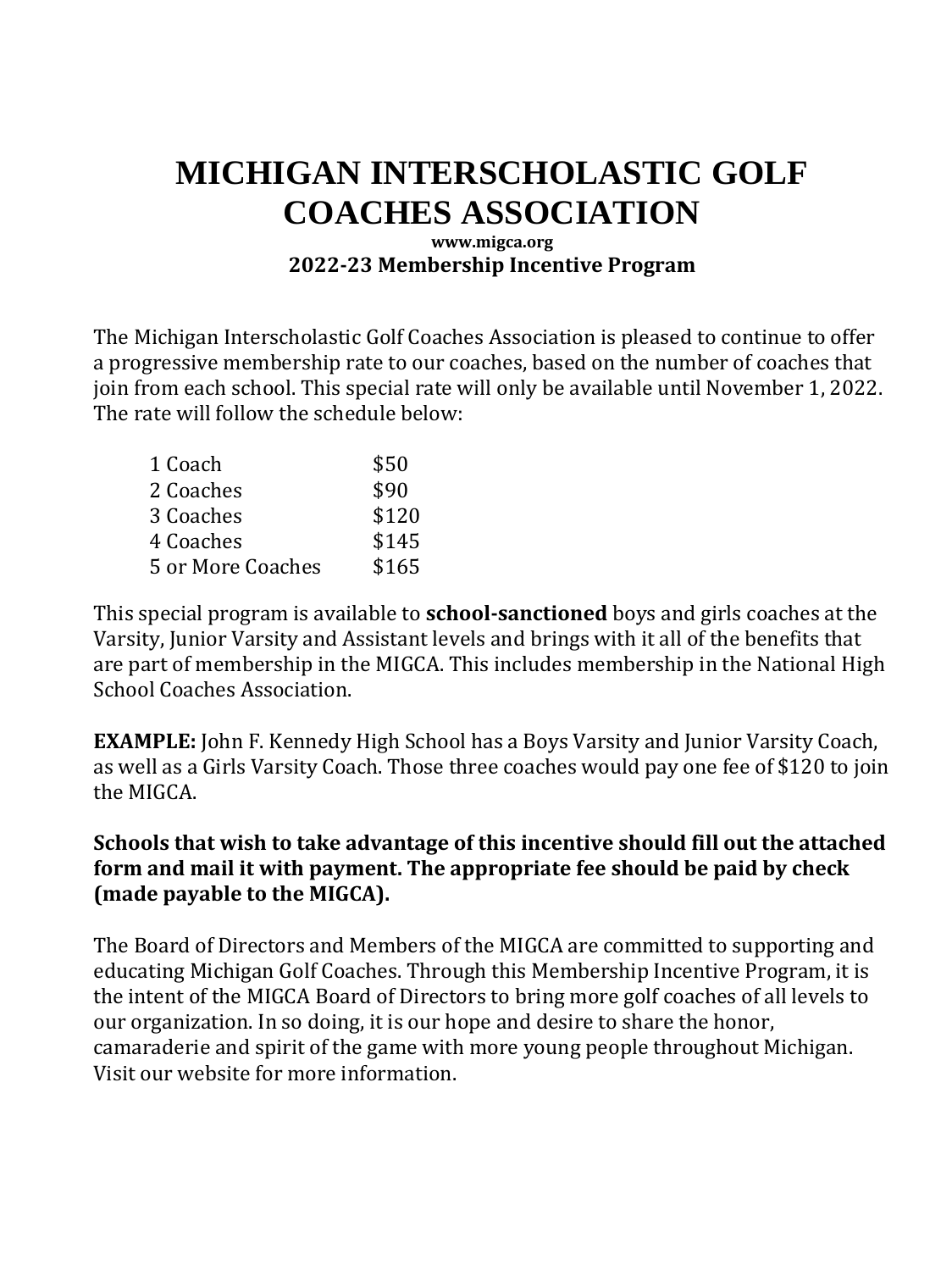# MICHIGAN INTERSCHOLASTIC GOLF COACHES ASSOCIATION

**www.migca.org**

## 2022-23 Membership Incentive Program

The Michigan Interscholastic Golf Coaches Association is pleased to continue to offer a progressive membership rate to our coaches, based on the number of coaches that join from each school. This special rate will only be available until November 1, 2022. The rate will follow the schedule below:

| | |
|---|---|
| 1 Coach | $50 |
| 2 Coaches | $90 |
| 3 Coaches | $120 |
| 4 Coaches | $145 |
| 5 or More Coaches | $165 |

This special program is available to **school-sanctioned** boys and girls coaches at the Varsity, Junior Varsity and Assistant levels and brings with it all of the benefits that are part of membership in the MIGCA. This includes membership in the National High School Coaches Association.

**EXAMPLE:** John F. Kennedy High School has a Boys Varsity and Junior Varsity Coach, as well as a Girls Varsity Coach. Those three coaches would pay one fee of $120 to join the MIGCA.

**Schools that wish to take advantage of this incentive should fill out the attached form and mail it with payment. The appropriate fee should be paid by check (made payable to the MIGCA).**

The Board of Directors and Members of the MIGCA are committed to supporting and educating Michigan Golf Coaches. Through this Membership Incentive Program, it is the intent of the MIGCA Board of Directors to bring more golf coaches of all levels to our organization. In so doing, it is our hope and desire to share the honor, camaraderie and spirit of the game with more young people throughout Michigan. Visit our website for more information.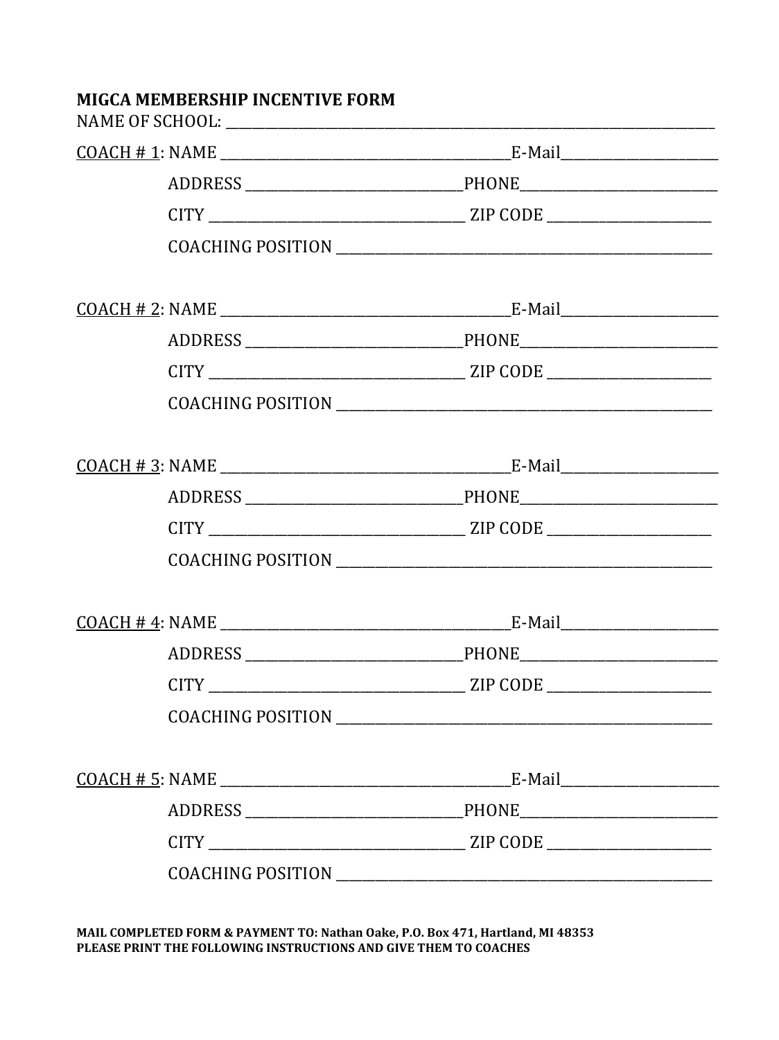**MIGCA MEMBERSHIP INCENTIVE FORM**

NAME OF SCHOOL: ______________________________________________________________

COACH # 1: NAME _________________________________E-Mail__________________

ADDRESS ________________________PHONE______________________

CITY ____________________________ ZIP CODE __________________

COACHING POSITION ___________________________________________

COACH # 2: NAME _________________________________E-Mail__________________

ADDRESS ________________________PHONE______________________

CITY ____________________________ ZIP CODE __________________

COACHING POSITION ___________________________________________

COACH # 3: NAME _________________________________E-Mail__________________

ADDRESS ________________________PHONE______________________

CITY ____________________________ ZIP CODE __________________

COACHING POSITION ___________________________________________

COACH # 4: NAME _________________________________E-Mail__________________

ADDRESS ________________________PHONE______________________

CITY ____________________________ ZIP CODE __________________

COACHING POSITION ___________________________________________

COACH # 5: NAME _________________________________E-Mail__________________

ADDRESS ________________________PHONE______________________

CITY ____________________________ ZIP CODE __________________

COACHING POSITION ___________________________________________

**MAIL COMPLETED FORM & PAYMENT TO: Nathan Oake, P.O. Box 471, Hartland, MI 48353**
**PLEASE PRINT THE FOLLOWING INSTRUCTIONS AND GIVE THEM TO COACHES**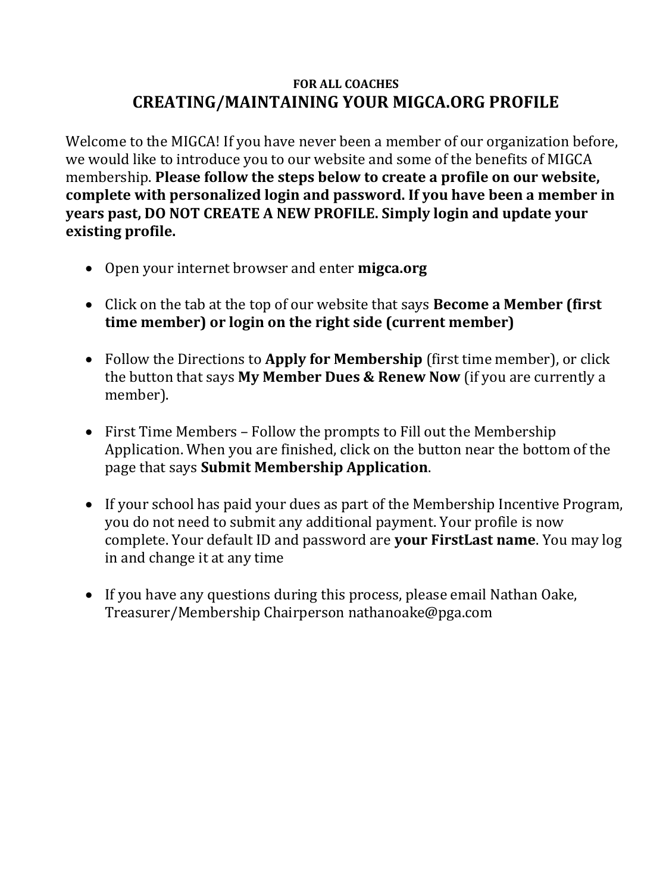**FOR ALL COACHES**

# CREATING/MAINTAINING YOUR MIGCA.ORG PROFILE

Welcome to the MIGCA! If you have never been a member of our organization before, we would like to introduce you to our website and some of the benefits of MIGCA membership. **Please follow the steps below to create a profile on our website, complete with personalized login and password. If you have been a member in years past, DO NOT CREATE A NEW PROFILE. Simply login and update your existing profile.**

- Open your internet browser and enter **migca.org**

- Click on the tab at the top of our website that says **Become a Member (first time member) or login on the right side (current member)**

- Follow the Directions to **Apply for Membership** (first time member), or click the button that says **My Member Dues & Renew Now** (if you are currently a member).

- First Time Members – Follow the prompts to Fill out the Membership Application. When you are finished, click on the button near the bottom of the page that says **Submit Membership Application**.

- If your school has paid your dues as part of the Membership Incentive Program, you do not need to submit any additional payment. Your profile is now complete. Your default ID and password are **your FirstLast name**. You may log in and change it at any time

- If you have any questions during this process, please email Nathan Oake, Treasurer/Membership Chairperson nathanoake@pga.com